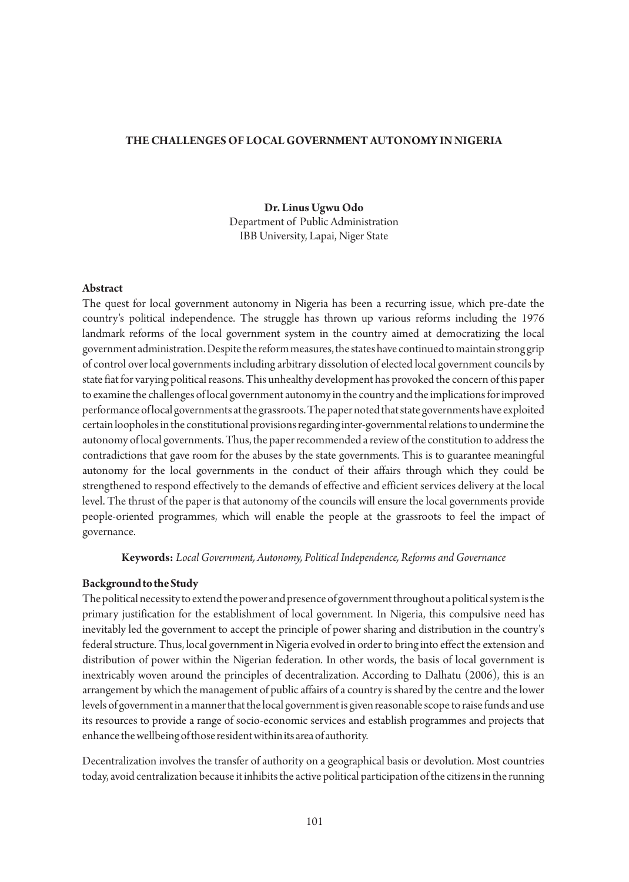# THE CHALLENGES OF LOCAL GOVERNMENT AUTONOMY IN NIGERIA

**Dr. Linus Ugwu Odo**
Department of Public Administration
IBB University, Lapai, Niger State

## Abstract

The quest for local government autonomy in Nigeria has been a recurring issue, which pre-date the country's political independence. The struggle has thrown up various reforms including the 1976 landmark reforms of the local government system in the country aimed at democratizing the local government administration. Despite the reform measures, the states have continued to maintain strong grip of control over local governments including arbitrary dissolution of elected local government councils by state fiat for varying political reasons. This unhealthy development has provoked the concern of this paper to examine the challenges of local government autonomy in the country and the implications for improved performance of local governments at the grassroots. The paper noted that state governments have exploited certain loopholes in the constitutional provisions regarding inter-governmental relations to undermine the autonomy of local governments. Thus, the paper recommended a review of the constitution to address the contradictions that gave room for the abuses by the state governments. This is to guarantee meaningful autonomy for the local governments in the conduct of their affairs through which they could be strengthened to respond effectively to the demands of effective and efficient services delivery at the local level. The thrust of the paper is that autonomy of the councils will ensure the local governments provide people-oriented programmes, which will enable the people at the grassroots to feel the impact of governance.

**Keywords:** *Local Government, Autonomy, Political Independence, Reforms and Governance*

## Background to the Study

The political necessity to extend the power and presence of government throughout a political system is the primary justification for the establishment of local government. In Nigeria, this compulsive need has inevitably led the government to accept the principle of power sharing and distribution in the country's federal structure. Thus, local government in Nigeria evolved in order to bring into effect the extension and distribution of power within the Nigerian federation. In other words, the basis of local government is inextricably woven around the principles of decentralization. According to Dalhatu (2006), this is an arrangement by which the management of public affairs of a country is shared by the centre and the lower levels of government in a manner that the local government is given reasonable scope to raise funds and use its resources to provide a range of socio-economic services and establish programmes and projects that enhance the wellbeing of those resident within its area of authority.

Decentralization involves the transfer of authority on a geographical basis or devolution. Most countries today, avoid centralization because it inhibits the active political participation of the citizens in the running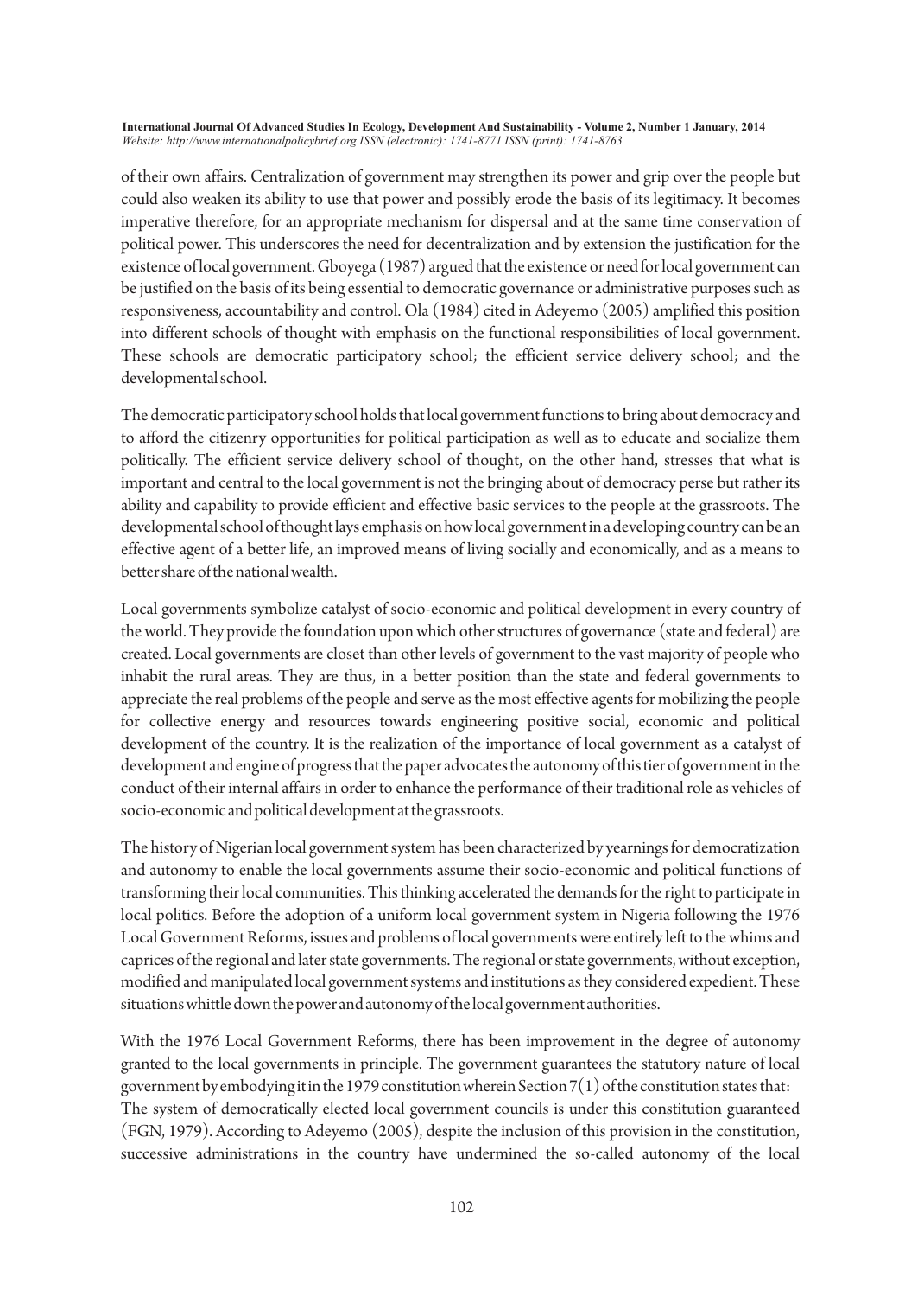of their own affairs. Centralization of government may strengthen its power and grip over the people but could also weaken its ability to use that power and possibly erode the basis of its legitimacy. It becomes imperative therefore, for an appropriate mechanism for dispersal and at the same time conservation of political power. This underscores the need for decentralization and by extension the justification for the existence of local government. Gboyega (1987) argued that the existence or need for local government can be justified on the basis of its being essential to democratic governance or administrative purposes such as responsiveness, accountability and control. Ola (1984) cited in Adeyemo (2005) amplified this position into different schools of thought with emphasis on the functional responsibilities of local government. These schools are democratic participatory school; the efficient service delivery school; and the developmental school.

The democratic participatory school holds that local government functions to bring about democracy and to afford the citizenry opportunities for political participation as well as to educate and socialize them politically. The efficient service delivery school of thought, on the other hand, stresses that what is important and central to the local government is not the bringing about of democracy perse but rather its ability and capability to provide efficient and effective basic services to the people at the grassroots. The developmental school of thought lays emphasis on how local government in a developing country can be an effective agent of a better life, an improved means of living socially and economically, and as a means to better share of the national wealth.

Local governments symbolize catalyst of socio-economic and political development in every country of the world. They provide the foundation upon which other structures of governance (state and federal) are created. Local governments are closet than other levels of government to the vast majority of people who inhabit the rural areas. They are thus, in a better position than the state and federal governments to appreciate the real problems of the people and serve as the most effective agents for mobilizing the people for collective energy and resources towards engineering positive social, economic and political development of the country. It is the realization of the importance of local government as a catalyst of development and engine of progress that the paper advocates the autonomy of this tier of government in the conduct of their internal affairs in order to enhance the performance of their traditional role as vehicles of socio-economic and political development at the grassroots.

The history of Nigerian local government system has been characterized by yearnings for democratization and autonomy to enable the local governments assume their socio-economic and political functions of transforming their local communities. This thinking accelerated the demands for the right to participate in local politics. Before the adoption of a uniform local government system in Nigeria following the 1976 Local Government Reforms, issues and problems of local governments were entirely left to the whims and caprices of the regional and later state governments. The regional or state governments, without exception, modified and manipulated local government systems and institutions as they considered expedient. These situations whittle down the power and autonomy of the local government authorities.

With the 1976 Local Government Reforms, there has been improvement in the degree of autonomy granted to the local governments in principle. The government guarantees the statutory nature of local government by embodying it in the 1979 constitution wherein Section 7(1) of the constitution states that:
The system of democratically elected local government councils is under this constitution guaranteed (FGN, 1979). According to Adeyemo (2005), despite the inclusion of this provision in the constitution, successive administrations in the country have undermined the so-called autonomy of the local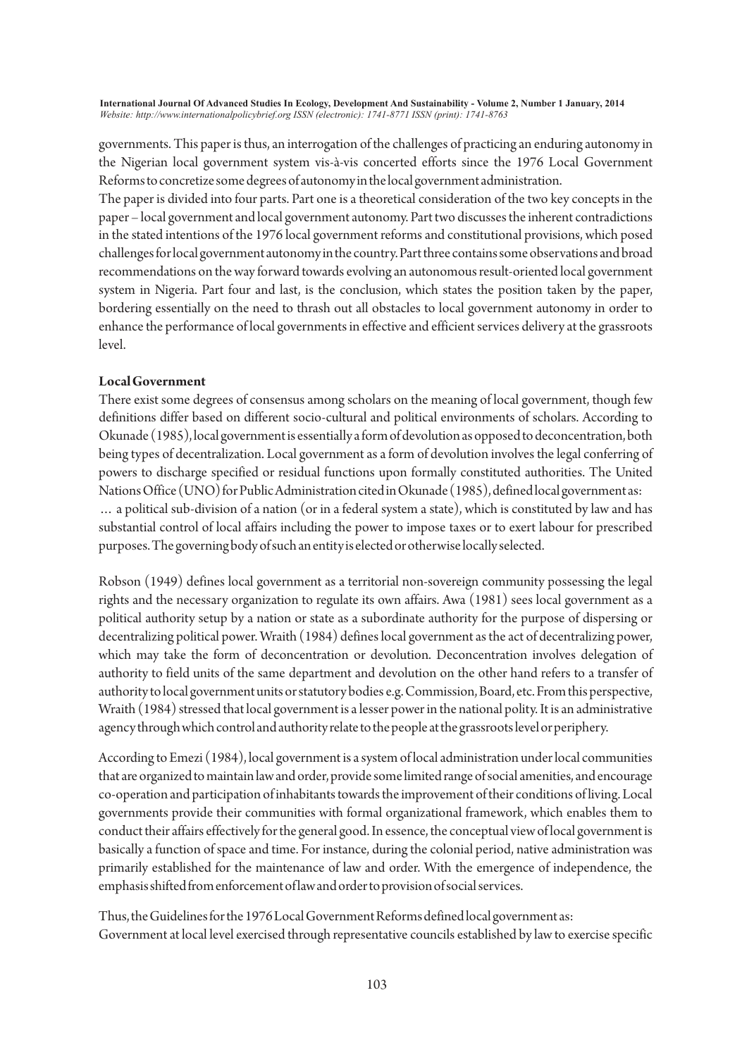governments. This paper is thus, an interrogation of the challenges of practicing an enduring autonomy in the Nigerian local government system vis-à-vis concerted efforts since the 1976 Local Government Reforms to concretize some degrees of autonomy in the local government administration.

The paper is divided into four parts. Part one is a theoretical consideration of the two key concepts in the paper – local government and local government autonomy. Part two discusses the inherent contradictions in the stated intentions of the 1976 local government reforms and constitutional provisions, which posed challenges for local government autonomy in the country. Part three contains some observations and broad recommendations on the way forward towards evolving an autonomous result-oriented local government system in Nigeria. Part four and last, is the conclusion, which states the position taken by the paper, bordering essentially on the need to thrash out all obstacles to local government autonomy in order to enhance the performance of local governments in effective and efficient services delivery at the grassroots level.

**Local Government**

There exist some degrees of consensus among scholars on the meaning of local government, though few definitions differ based on different socio-cultural and political environments of scholars. According to Okunade (1985), local government is essentially a form of devolution as opposed to deconcentration, both being types of decentralization. Local government as a form of devolution involves the legal conferring of powers to discharge specified or residual functions upon formally constituted authorities. The United Nations Office (UNO) for Public Administration cited in Okunade (1985), defined local government as:

… a political sub-division of a nation (or in a federal system a state), which is constituted by law and has substantial control of local affairs including the power to impose taxes or to exert labour for prescribed purposes. The governing body of such an entity is elected or otherwise locally selected.

Robson (1949) defines local government as a territorial non-sovereign community possessing the legal rights and the necessary organization to regulate its own affairs. Awa (1981) sees local government as a political authority setup by a nation or state as a subordinate authority for the purpose of dispersing or decentralizing political power. Wraith (1984) defines local government as the act of decentralizing power, which may take the form of deconcentration or devolution. Deconcentration involves delegation of authority to field units of the same department and devolution on the other hand refers to a transfer of authority to local government units or statutory bodies e.g. Commission, Board, etc. From this perspective, Wraith (1984) stressed that local government is a lesser power in the national polity. It is an administrative agency through which control and authority relate to the people at the grassroots level or periphery.

According to Emezi (1984), local government is a system of local administration under local communities that are organized to maintain law and order, provide some limited range of social amenities, and encourage co-operation and participation of inhabitants towards the improvement of their conditions of living. Local governments provide their communities with formal organizational framework, which enables them to conduct their affairs effectively for the general good. In essence, the conceptual view of local government is basically a function of space and time. For instance, during the colonial period, native administration was primarily established for the maintenance of law and order. With the emergence of independence, the emphasis shifted from enforcement of law and order to provision of social services.

Thus, the Guidelines for the 1976 Local Government Reforms defined local government as:

Government at local level exercised through representative councils established by law to exercise specific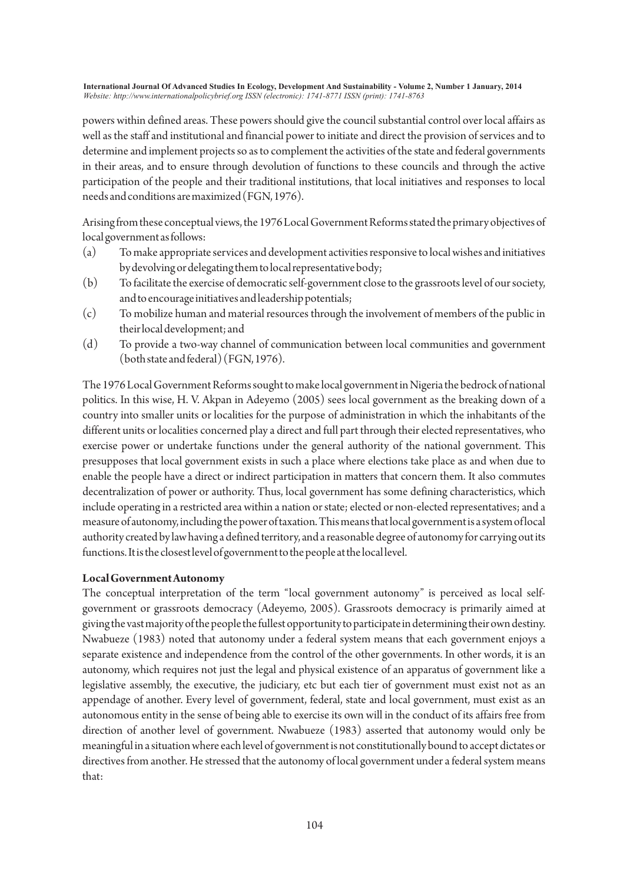powers within defined areas. These powers should give the council substantial control over local affairs as well as the staff and institutional and financial power to initiate and direct the provision of services and to determine and implement projects so as to complement the activities of the state and federal governments in their areas, and to ensure through devolution of functions to these councils and through the active participation of the people and their traditional institutions, that local initiatives and responses to local needs and conditions are maximized (FGN, 1976).

Arising from these conceptual views, the 1976 Local Government Reforms stated the primary objectives of local government as follows:

(a) To make appropriate services and development activities responsive to local wishes and initiatives by devolving or delegating them to local representative body;

(b) To facilitate the exercise of democratic self-government close to the grassroots level of our society, and to encourage initiatives and leadership potentials;

(c) To mobilize human and material resources through the involvement of members of the public in their local development; and

(d) To provide a two-way channel of communication between local communities and government (both state and federal) (FGN, 1976).

The 1976 Local Government Reforms sought to make local government in Nigeria the bedrock of national politics. In this wise, H. V. Akpan in Adeyemo (2005) sees local government as the breaking down of a country into smaller units or localities for the purpose of administration in which the inhabitants of the different units or localities concerned play a direct and full part through their elected representatives, who exercise power or undertake functions under the general authority of the national government. This presupposes that local government exists in such a place where elections take place as and when due to enable the people have a direct or indirect participation in matters that concern them. It also commutes decentralization of power or authority. Thus, local government has some defining characteristics, which include operating in a restricted area within a nation or state; elected or non-elected representatives; and a measure of autonomy, including the power of taxation. This means that local government is a system of local authority created by law having a defined territory, and a reasonable degree of autonomy for carrying out its functions. It is the closest level of government to the people at the local level.

**Local Government Autonomy**

The conceptual interpretation of the term "local government autonomy" is perceived as local self-government or grassroots democracy (Adeyemo, 2005). Grassroots democracy is primarily aimed at giving the vast majority of the people the fullest opportunity to participate in determining their own destiny. Nwabueze (1983) noted that autonomy under a federal system means that each government enjoys a separate existence and independence from the control of the other governments. In other words, it is an autonomy, which requires not just the legal and physical existence of an apparatus of government like a legislative assembly, the executive, the judiciary, etc but each tier of government must exist not as an appendage of another. Every level of government, federal, state and local government, must exist as an autonomous entity in the sense of being able to exercise its own will in the conduct of its affairs free from direction of another level of government. Nwabueze (1983) asserted that autonomy would only be meaningful in a situation where each level of government is not constitutionally bound to accept dictates or directives from another. He stressed that the autonomy of local government under a federal system means that: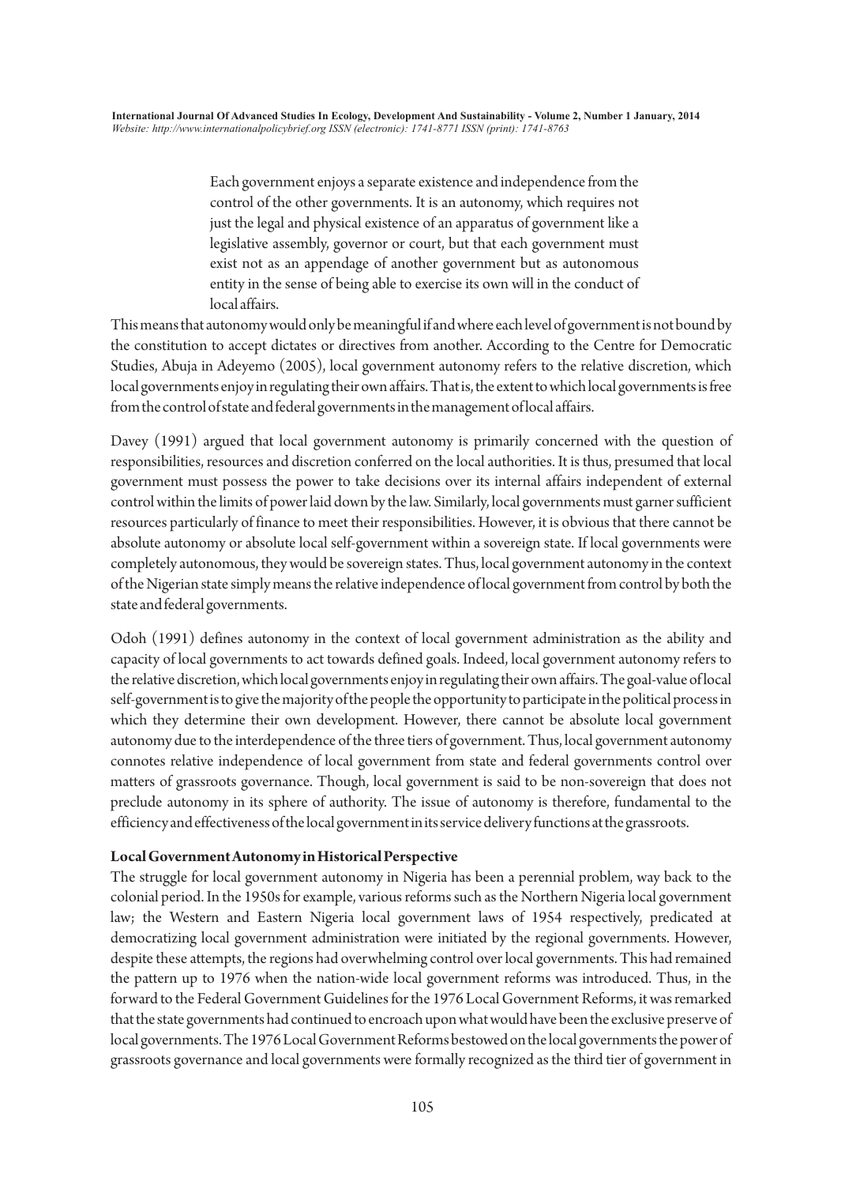> Each government enjoys a separate existence and independence from the control of the other governments. It is an autonomy, which requires not just the legal and physical existence of an apparatus of government like a legislative assembly, governor or court, but that each government must exist not as an appendage of another government but as autonomous entity in the sense of being able to exercise its own will in the conduct of local affairs.

This means that autonomy would only be meaningful if and where each level of government is not bound by the constitution to accept dictates or directives from another. According to the Centre for Democratic Studies, Abuja in Adeyemo (2005), local government autonomy refers to the relative discretion, which local governments enjoy in regulating their own affairs. That is, the extent to which local governments is free from the control of state and federal governments in the management of local affairs.

Davey (1991) argued that local government autonomy is primarily concerned with the question of responsibilities, resources and discretion conferred on the local authorities. It is thus, presumed that local government must possess the power to take decisions over its internal affairs independent of external control within the limits of power laid down by the law. Similarly, local governments must garner sufficient resources particularly of finance to meet their responsibilities. However, it is obvious that there cannot be absolute autonomy or absolute local self-government within a sovereign state. If local governments were completely autonomous, they would be sovereign states. Thus, local government autonomy in the context of the Nigerian state simply means the relative independence of local government from control by both the state and federal governments.

Odoh (1991) defines autonomy in the context of local government administration as the ability and capacity of local governments to act towards defined goals. Indeed, local government autonomy refers to the relative discretion, which local governments enjoy in regulating their own affairs. The goal-value of local self-government is to give the majority of the people the opportunity to participate in the political process in which they determine their own development. However, there cannot be absolute local government autonomy due to the interdependence of the three tiers of government. Thus, local government autonomy connotes relative independence of local government from state and federal governments control over matters of grassroots governance. Though, local government is said to be non-sovereign that does not preclude autonomy in its sphere of authority. The issue of autonomy is therefore, fundamental to the efficiency and effectiveness of the local government in its service delivery functions at the grassroots.

**Local Government Autonomy in Historical Perspective**

The struggle for local government autonomy in Nigeria has been a perennial problem, way back to the colonial period. In the 1950s for example, various reforms such as the Northern Nigeria local government law; the Western and Eastern Nigeria local government laws of 1954 respectively, predicated at democratizing local government administration were initiated by the regional governments. However, despite these attempts, the regions had overwhelming control over local governments. This had remained the pattern up to 1976 when the nation-wide local government reforms was introduced. Thus, in the forward to the Federal Government Guidelines for the 1976 Local Government Reforms, it was remarked that the state governments had continued to encroach upon what would have been the exclusive preserve of local governments. The 1976 Local Government Reforms bestowed on the local governments the power of grassroots governance and local governments were formally recognized as the third tier of government in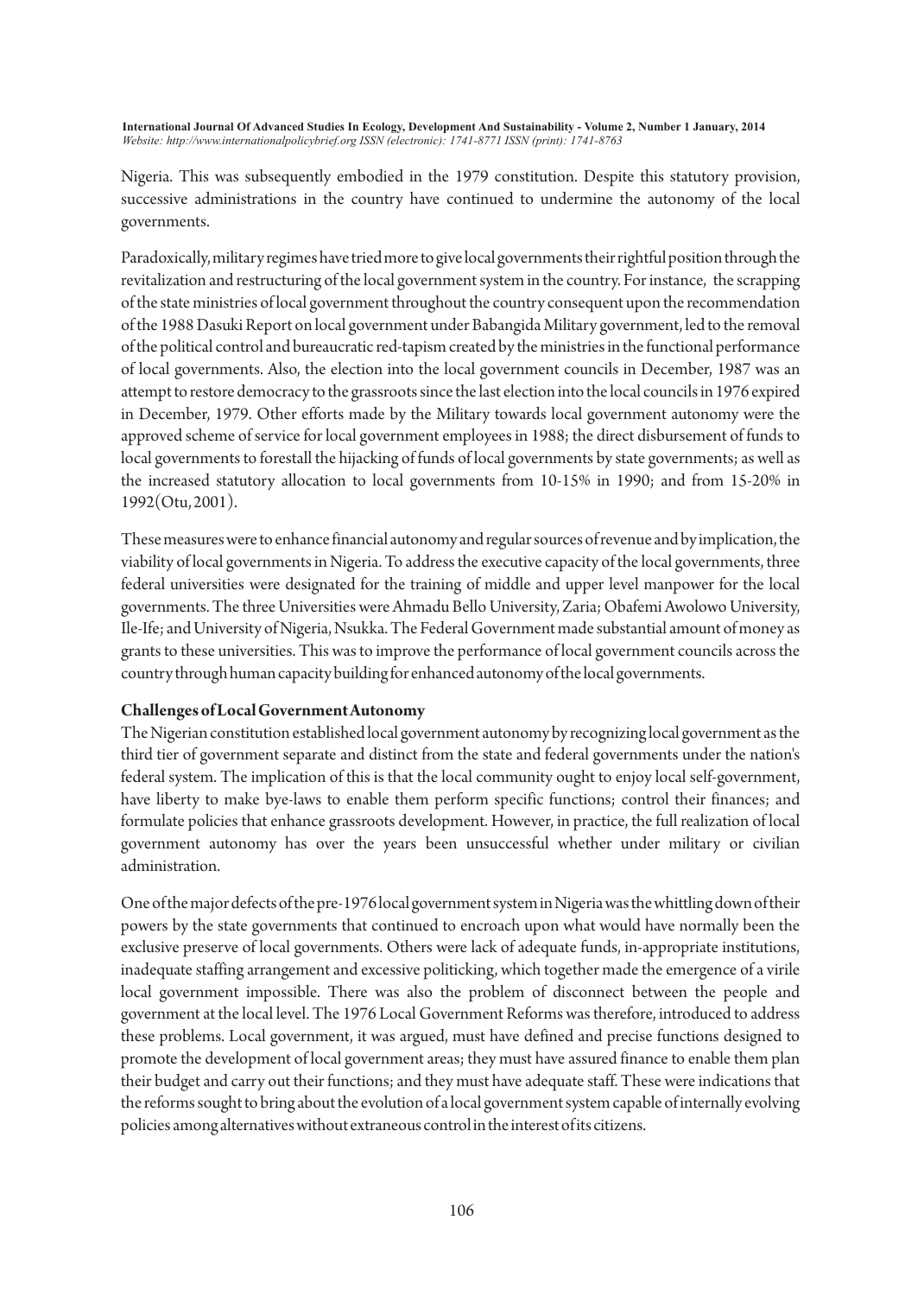Nigeria. This was subsequently embodied in the 1979 constitution. Despite this statutory provision, successive administrations in the country have continued to undermine the autonomy of the local governments.

Paradoxically, military regimes have tried more to give local governments their rightful position through the revitalization and restructuring of the local government system in the country. For instance, the scrapping of the state ministries of local government throughout the country consequent upon the recommendation of the 1988 Dasuki Report on local government under Babangida Military government, led to the removal of the political control and bureaucratic red-tapism created by the ministries in the functional performance of local governments. Also, the election into the local government councils in December, 1987 was an attempt to restore democracy to the grassroots since the last election into the local councils in 1976 expired in December, 1979. Other efforts made by the Military towards local government autonomy were the approved scheme of service for local government employees in 1988; the direct disbursement of funds to local governments to forestall the hijacking of funds of local governments by state governments; as well as the increased statutory allocation to local governments from 10-15% in 1990; and from 15-20% in 1992(Otu, 2001).

These measures were to enhance financial autonomy and regular sources of revenue and by implication, the viability of local governments in Nigeria. To address the executive capacity of the local governments, three federal universities were designated for the training of middle and upper level manpower for the local governments. The three Universities were Ahmadu Bello University, Zaria; Obafemi Awolowo University, Ile-Ife; and University of Nigeria, Nsukka. The Federal Government made substantial amount of money as grants to these universities. This was to improve the performance of local government councils across the country through human capacity building for enhanced autonomy of the local governments.

**Challenges of Local Government Autonomy**

The Nigerian constitution established local government autonomy by recognizing local government as the third tier of government separate and distinct from the state and federal governments under the nation's federal system. The implication of this is that the local community ought to enjoy local self-government, have liberty to make bye-laws to enable them perform specific functions; control their finances; and formulate policies that enhance grassroots development. However, in practice, the full realization of local government autonomy has over the years been unsuccessful whether under military or civilian administration.

One of the major defects of the pre-1976 local government system in Nigeria was the whittling down of their powers by the state governments that continued to encroach upon what would have normally been the exclusive preserve of local governments. Others were lack of adequate funds, in-appropriate institutions, inadequate staffing arrangement and excessive politicking, which together made the emergence of a virile local government impossible. There was also the problem of disconnect between the people and government at the local level. The 1976 Local Government Reforms was therefore, introduced to address these problems. Local government, it was argued, must have defined and precise functions designed to promote the development of local government areas; they must have assured finance to enable them plan their budget and carry out their functions; and they must have adequate staff. These were indications that the reforms sought to bring about the evolution of a local government system capable of internally evolving policies among alternatives without extraneous control in the interest of its citizens.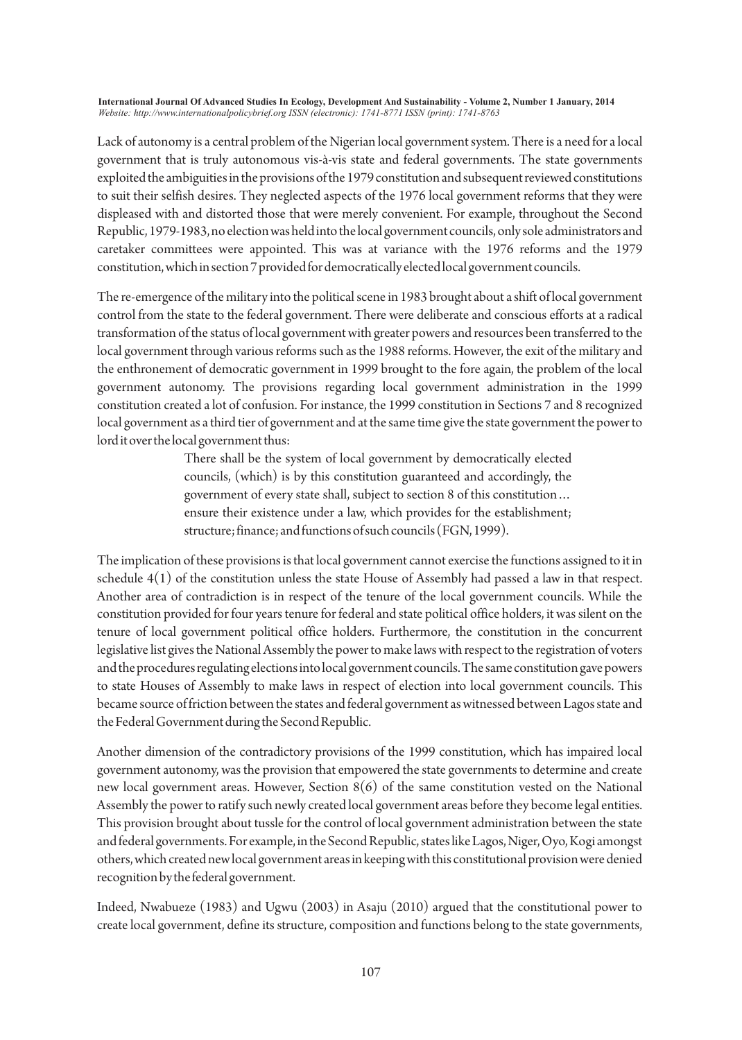Lack of autonomy is a central problem of the Nigerian local government system. There is a need for a local government that is truly autonomous vis-à-vis state and federal governments. The state governments exploited the ambiguities in the provisions of the 1979 constitution and subsequent reviewed constitutions to suit their selfish desires. They neglected aspects of the 1976 local government reforms that they were displeased with and distorted those that were merely convenient. For example, throughout the Second Republic, 1979-1983, no election was held into the local government councils, only sole administrators and caretaker committees were appointed. This was at variance with the 1976 reforms and the 1979 constitution, which in section 7 provided for democratically elected local government councils.

The re-emergence of the military into the political scene in 1983 brought about a shift of local government control from the state to the federal government. There were deliberate and conscious efforts at a radical transformation of the status of local government with greater powers and resources been transferred to the local government through various reforms such as the 1988 reforms. However, the exit of the military and the enthronement of democratic government in 1999 brought to the fore again, the problem of the local government autonomy. The provisions regarding local government administration in the 1999 constitution created a lot of confusion. For instance, the 1999 constitution in Sections 7 and 8 recognized local government as a third tier of government and at the same time give the state government the power to lord it over the local government thus:

> There shall be the system of local government by democratically elected councils, (which) is by this constitution guaranteed and accordingly, the government of every state shall, subject to section 8 of this constitution … ensure their existence under a law, which provides for the establishment; structure; finance; and functions of such councils (FGN, 1999).

The implication of these provisions is that local government cannot exercise the functions assigned to it in schedule 4(1) of the constitution unless the state House of Assembly had passed a law in that respect. Another area of contradiction is in respect of the tenure of the local government councils. While the constitution provided for four years tenure for federal and state political office holders, it was silent on the tenure of local government political office holders. Furthermore, the constitution in the concurrent legislative list gives the National Assembly the power to make laws with respect to the registration of voters and the procedures regulating elections into local government councils. The same constitution gave powers to state Houses of Assembly to make laws in respect of election into local government councils. This became source of friction between the states and federal government as witnessed between Lagos state and the Federal Government during the Second Republic.

Another dimension of the contradictory provisions of the 1999 constitution, which has impaired local government autonomy, was the provision that empowered the state governments to determine and create new local government areas. However, Section 8(6) of the same constitution vested on the National Assembly the power to ratify such newly created local government areas before they become legal entities. This provision brought about tussle for the control of local government administration between the state and federal governments. For example, in the Second Republic, states like Lagos, Niger, Oyo, Kogi amongst others, which created new local government areas in keeping with this constitutional provision were denied recognition by the federal government.

Indeed, Nwabueze (1983) and Ugwu (2003) in Asaju (2010) argued that the constitutional power to create local government, define its structure, composition and functions belong to the state governments,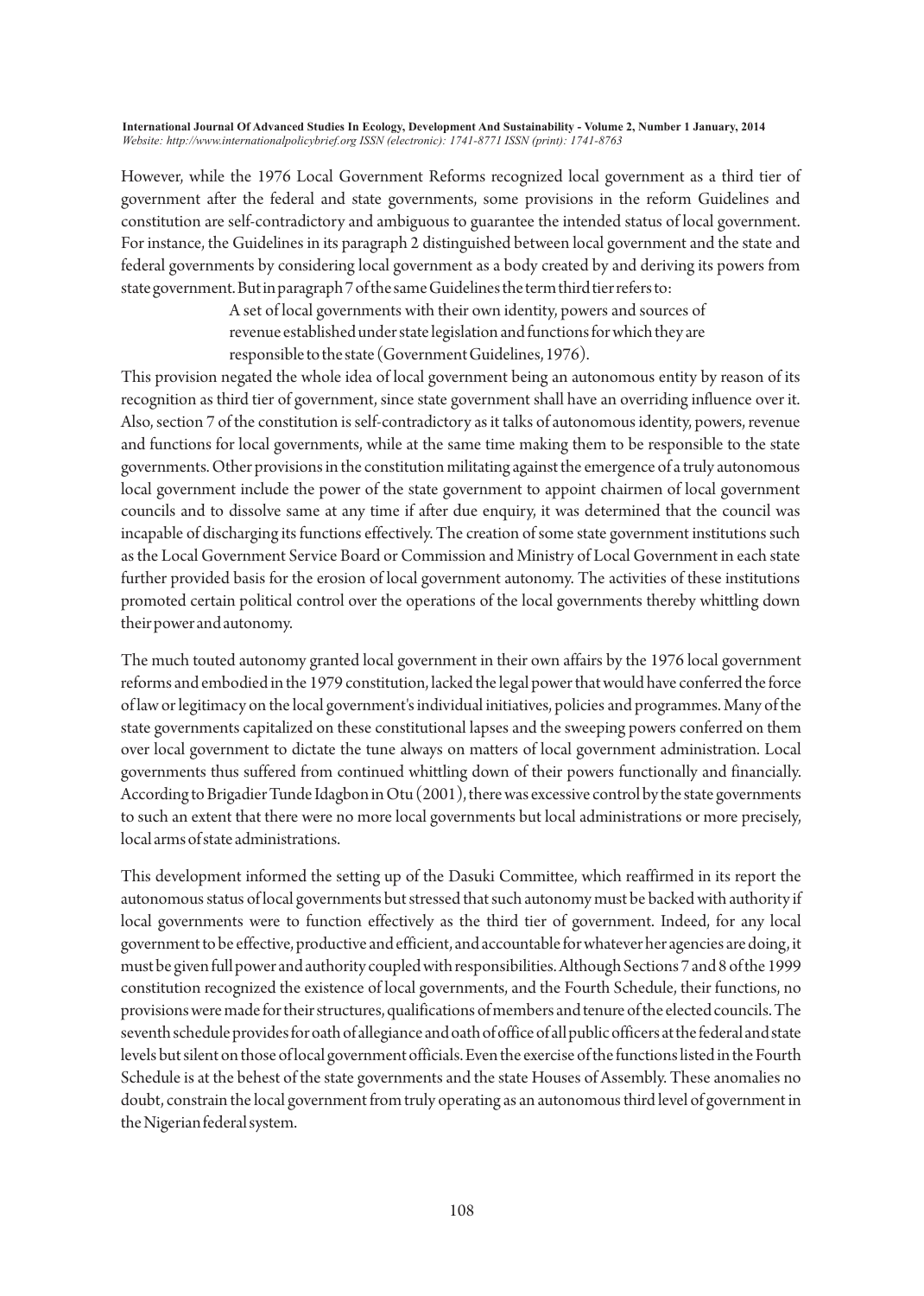However, while the 1976 Local Government Reforms recognized local government as a third tier of government after the federal and state governments, some provisions in the reform Guidelines and constitution are self-contradictory and ambiguous to guarantee the intended status of local government. For instance, the Guidelines in its paragraph 2 distinguished between local government and the state and federal governments by considering local government as a body created by and deriving its powers from state government. But in paragraph 7 of the same Guidelines the term third tier refers to:

> A set of local governments with their own identity, powers and sources of revenue established under state legislation and functions for which they are responsible to the state (Government Guidelines, 1976).

This provision negated the whole idea of local government being an autonomous entity by reason of its recognition as third tier of government, since state government shall have an overriding influence over it. Also, section 7 of the constitution is self-contradictory as it talks of autonomous identity, powers, revenue and functions for local governments, while at the same time making them to be responsible to the state governments. Other provisions in the constitution militating against the emergence of a truly autonomous local government include the power of the state government to appoint chairmen of local government councils and to dissolve same at any time if after due enquiry, it was determined that the council was incapable of discharging its functions effectively. The creation of some state government institutions such as the Local Government Service Board or Commission and Ministry of Local Government in each state further provided basis for the erosion of local government autonomy. The activities of these institutions promoted certain political control over the operations of the local governments thereby whittling down their power and autonomy.

The much touted autonomy granted local government in their own affairs by the 1976 local government reforms and embodied in the 1979 constitution, lacked the legal power that would have conferred the force of law or legitimacy on the local government's individual initiatives, policies and programmes. Many of the state governments capitalized on these constitutional lapses and the sweeping powers conferred on them over local government to dictate the tune always on matters of local government administration. Local governments thus suffered from continued whittling down of their powers functionally and financially. According to Brigadier Tunde Idagbon in Otu (2001), there was excessive control by the state governments to such an extent that there were no more local governments but local administrations or more precisely, local arms of state administrations.

This development informed the setting up of the Dasuki Committee, which reaffirmed in its report the autonomous status of local governments but stressed that such autonomy must be backed with authority if local governments were to function effectively as the third tier of government. Indeed, for any local government to be effective, productive and efficient, and accountable for whatever her agencies are doing, it must be given full power and authority coupled with responsibilities. Although Sections 7 and 8 of the 1999 constitution recognized the existence of local governments, and the Fourth Schedule, their functions, no provisions were made for their structures, qualifications of members and tenure of the elected councils. The seventh schedule provides for oath of allegiance and oath of office of all public officers at the federal and state levels but silent on those of local government officials. Even the exercise of the functions listed in the Fourth Schedule is at the behest of the state governments and the state Houses of Assembly. These anomalies no doubt, constrain the local government from truly operating as an autonomous third level of government in the Nigerian federal system.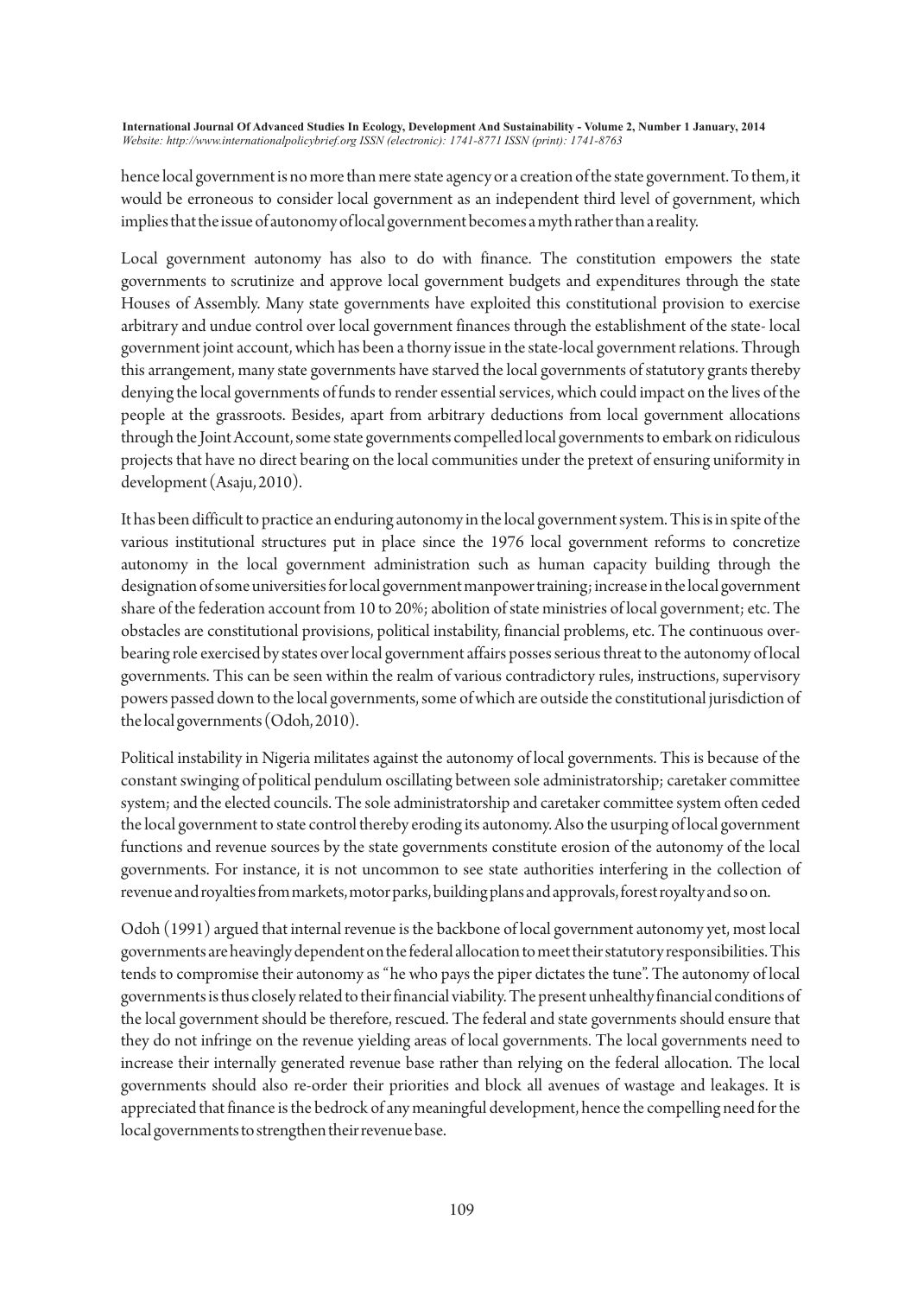hence local government is no more than mere state agency or a creation of the state government. To them, it would be erroneous to consider local government as an independent third level of government, which implies that the issue of autonomy of local government becomes a myth rather than a reality.

Local government autonomy has also to do with finance. The constitution empowers the state governments to scrutinize and approve local government budgets and expenditures through the state Houses of Assembly. Many state governments have exploited this constitutional provision to exercise arbitrary and undue control over local government finances through the establishment of the state- local government joint account, which has been a thorny issue in the state-local government relations. Through this arrangement, many state governments have starved the local governments of statutory grants thereby denying the local governments of funds to render essential services, which could impact on the lives of the people at the grassroots. Besides, apart from arbitrary deductions from local government allocations through the Joint Account, some state governments compelled local governments to embark on ridiculous projects that have no direct bearing on the local communities under the pretext of ensuring uniformity in development (Asaju, 2010).

It has been difficult to practice an enduring autonomy in the local government system. This is in spite of the various institutional structures put in place since the 1976 local government reforms to concretize autonomy in the local government administration such as human capacity building through the designation of some universities for local government manpower training; increase in the local government share of the federation account from 10 to 20%; abolition of state ministries of local government; etc. The obstacles are constitutional provisions, political instability, financial problems, etc. The continuous over-bearing role exercised by states over local government affairs posses serious threat to the autonomy of local governments. This can be seen within the realm of various contradictory rules, instructions, supervisory powers passed down to the local governments, some of which are outside the constitutional jurisdiction of the local governments (Odoh, 2010).

Political instability in Nigeria militates against the autonomy of local governments. This is because of the constant swinging of political pendulum oscillating between sole administratorship; caretaker committee system; and the elected councils. The sole administratorship and caretaker committee system often ceded the local government to state control thereby eroding its autonomy. Also the usurping of local government functions and revenue sources by the state governments constitute erosion of the autonomy of the local governments. For instance, it is not uncommon to see state authorities interfering in the collection of revenue and royalties from markets, motor parks, building plans and approvals, forest royalty and so on.

Odoh (1991) argued that internal revenue is the backbone of local government autonomy yet, most local governments are heavingly dependent on the federal allocation to meet their statutory responsibilities. This tends to compromise their autonomy as "he who pays the piper dictates the tune". The autonomy of local governments is thus closely related to their financial viability. The present unhealthy financial conditions of the local government should be therefore, rescued. The federal and state governments should ensure that they do not infringe on the revenue yielding areas of local governments. The local governments need to increase their internally generated revenue base rather than relying on the federal allocation. The local governments should also re-order their priorities and block all avenues of wastage and leakages. It is appreciated that finance is the bedrock of any meaningful development, hence the compelling need for the local governments to strengthen their revenue base.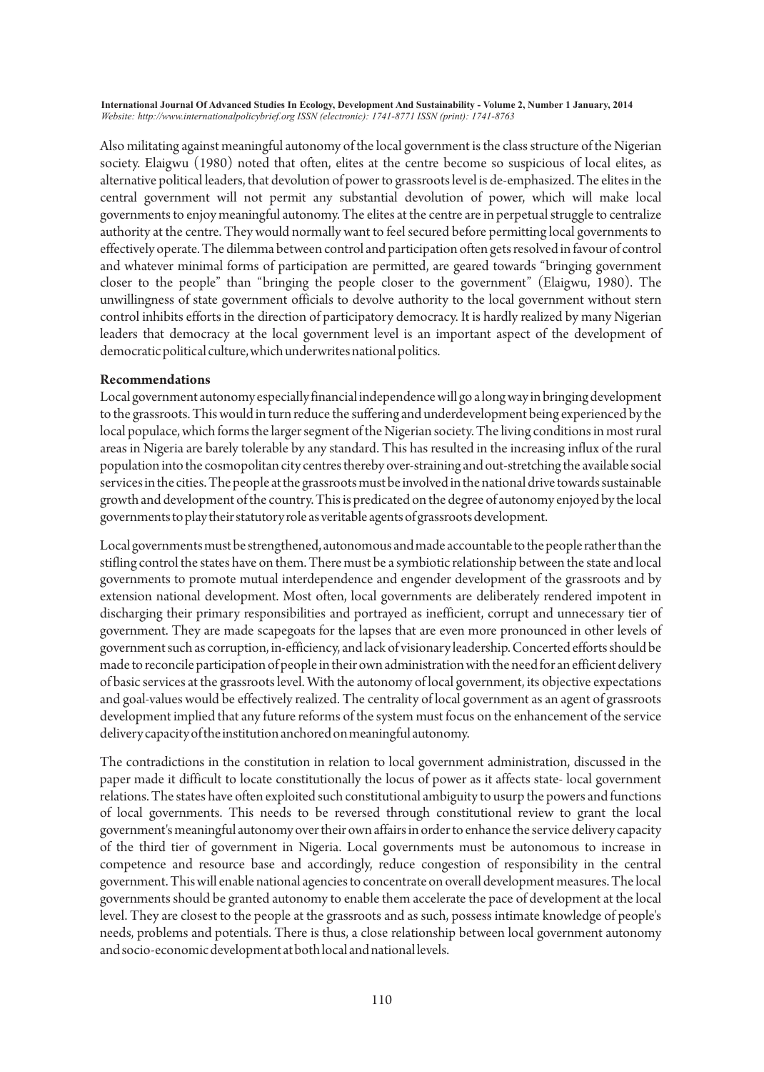Also militating against meaningful autonomy of the local government is the class structure of the Nigerian society. Elaigwu (1980) noted that often, elites at the centre become so suspicious of local elites, as alternative political leaders, that devolution of power to grassroots level is de-emphasized. The elites in the central government will not permit any substantial devolution of power, which will make local governments to enjoy meaningful autonomy. The elites at the centre are in perpetual struggle to centralize authority at the centre. They would normally want to feel secured before permitting local governments to effectively operate. The dilemma between control and participation often gets resolved in favour of control and whatever minimal forms of participation are permitted, are geared towards "bringing government closer to the people" than "bringing the people closer to the government" (Elaigwu, 1980). The unwillingness of state government officials to devolve authority to the local government without stern control inhibits efforts in the direction of participatory democracy. It is hardly realized by many Nigerian leaders that democracy at the local government level is an important aspect of the development of democratic political culture, which underwrites national politics.

**Recommendations**

Local government autonomy especially financial independence will go a long way in bringing development to the grassroots. This would in turn reduce the suffering and underdevelopment being experienced by the local populace, which forms the larger segment of the Nigerian society. The living conditions in most rural areas in Nigeria are barely tolerable by any standard. This has resulted in the increasing influx of the rural population into the cosmopolitan city centres thereby over-straining and out-stretching the available social services in the cities. The people at the grassroots must be involved in the national drive towards sustainable growth and development of the country. This is predicated on the degree of autonomy enjoyed by the local governments to play their statutory role as veritable agents of grassroots development.

Local governments must be strengthened, autonomous and made accountable to the people rather than the stifling control the states have on them. There must be a symbiotic relationship between the state and local governments to promote mutual interdependence and engender development of the grassroots and by extension national development. Most often, local governments are deliberately rendered impotent in discharging their primary responsibilities and portrayed as inefficient, corrupt and unnecessary tier of government. They are made scapegoats for the lapses that are even more pronounced in other levels of government such as corruption, in-efficiency, and lack of visionary leadership. Concerted efforts should be made to reconcile participation of people in their own administration with the need for an efficient delivery of basic services at the grassroots level. With the autonomy of local government, its objective expectations and goal-values would be effectively realized. The centrality of local government as an agent of grassroots development implied that any future reforms of the system must focus on the enhancement of the service delivery capacity of the institution anchored on meaningful autonomy.

The contradictions in the constitution in relation to local government administration, discussed in the paper made it difficult to locate constitutionally the locus of power as it affects state- local government relations. The states have often exploited such constitutional ambiguity to usurp the powers and functions of local governments. This needs to be reversed through constitutional review to grant the local government's meaningful autonomy over their own affairs in order to enhance the service delivery capacity of the third tier of government in Nigeria. Local governments must be autonomous to increase in competence and resource base and accordingly, reduce congestion of responsibility in the central government. This will enable national agencies to concentrate on overall development measures. The local governments should be granted autonomy to enable them accelerate the pace of development at the local level. They are closest to the people at the grassroots and as such, possess intimate knowledge of people's needs, problems and potentials. There is thus, a close relationship between local government autonomy and socio-economic development at both local and national levels.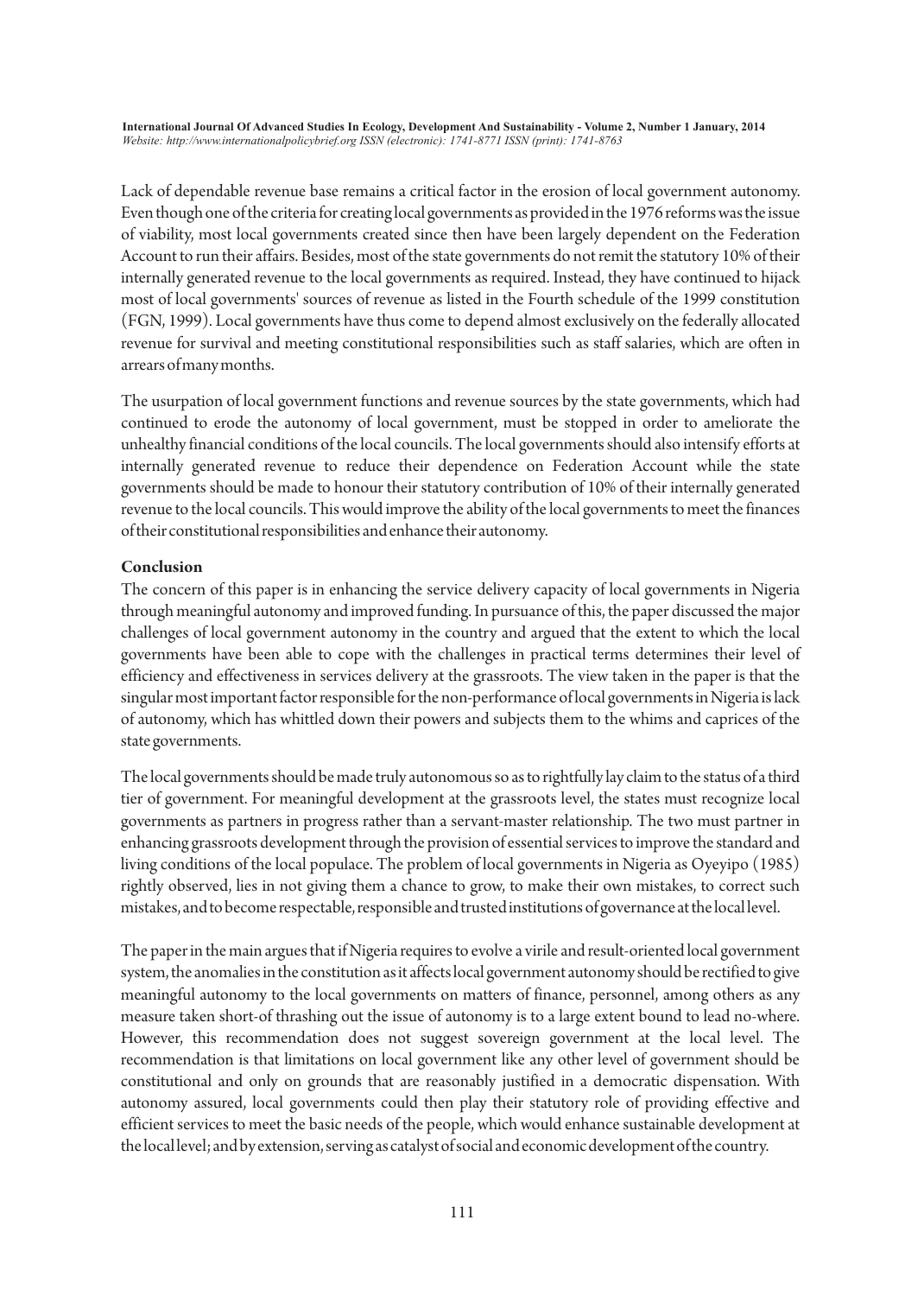Lack of dependable revenue base remains a critical factor in the erosion of local government autonomy. Even though one of the criteria for creating local governments as provided in the 1976 reforms was the issue of viability, most local governments created since then have been largely dependent on the Federation Account to run their affairs. Besides, most of the state governments do not remit the statutory 10% of their internally generated revenue to the local governments as required. Instead, they have continued to hijack most of local governments' sources of revenue as listed in the Fourth schedule of the 1999 constitution (FGN, 1999). Local governments have thus come to depend almost exclusively on the federally allocated revenue for survival and meeting constitutional responsibilities such as staff salaries, which are often in arrears of many months.

The usurpation of local government functions and revenue sources by the state governments, which had continued to erode the autonomy of local government, must be stopped in order to ameliorate the unhealthy financial conditions of the local councils. The local governments should also intensify efforts at internally generated revenue to reduce their dependence on Federation Account while the state governments should be made to honour their statutory contribution of 10% of their internally generated revenue to the local councils. This would improve the ability of the local governments to meet the finances of their constitutional responsibilities and enhance their autonomy.

**Conclusion**

The concern of this paper is in enhancing the service delivery capacity of local governments in Nigeria through meaningful autonomy and improved funding. In pursuance of this, the paper discussed the major challenges of local government autonomy in the country and argued that the extent to which the local governments have been able to cope with the challenges in practical terms determines their level of efficiency and effectiveness in services delivery at the grassroots. The view taken in the paper is that the singular most important factor responsible for the non-performance of local governments in Nigeria is lack of autonomy, which has whittled down their powers and subjects them to the whims and caprices of the state governments.

The local governments should be made truly autonomous so as to rightfully lay claim to the status of a third tier of government. For meaningful development at the grassroots level, the states must recognize local governments as partners in progress rather than a servant-master relationship. The two must partner in enhancing grassroots development through the provision of essential services to improve the standard and living conditions of the local populace. The problem of local governments in Nigeria as Oyeyipo (1985) rightly observed, lies in not giving them a chance to grow, to make their own mistakes, to correct such mistakes, and to become respectable, responsible and trusted institutions of governance at the local level.

The paper in the main argues that if Nigeria requires to evolve a virile and result-oriented local government system, the anomalies in the constitution as it affects local government autonomy should be rectified to give meaningful autonomy to the local governments on matters of finance, personnel, among others as any measure taken short-of thrashing out the issue of autonomy is to a large extent bound to lead no-where. However, this recommendation does not suggest sovereign government at the local level. The recommendation is that limitations on local government like any other level of government should be constitutional and only on grounds that are reasonably justified in a democratic dispensation. With autonomy assured, local governments could then play their statutory role of providing effective and efficient services to meet the basic needs of the people, which would enhance sustainable development at the local level; and by extension, serving as catalyst of social and economic development of the country.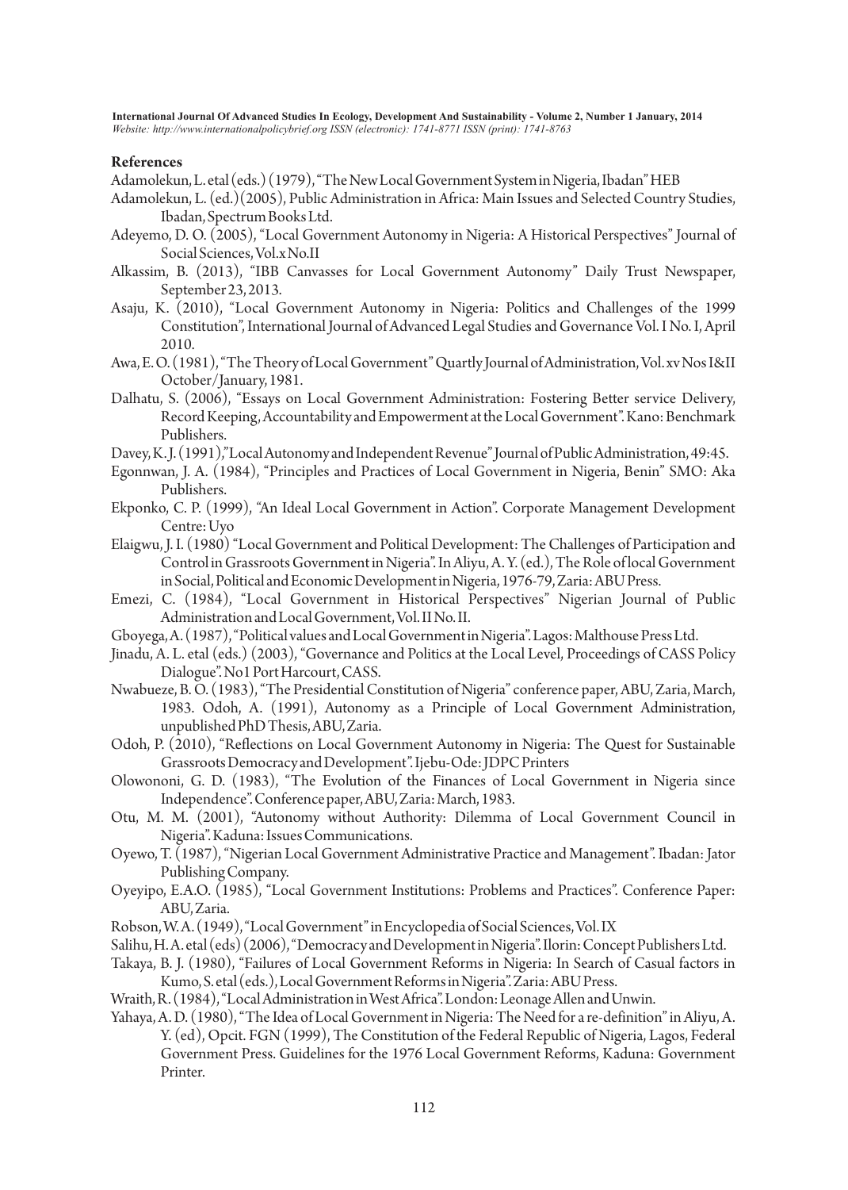## References

Adamolekun, L. etal (eds.) (1979), "The New Local Government System in Nigeria, Ibadan" HEB

Adamolekun, L. (ed.)(2005), Public Administration in Africa: Main Issues and Selected Country Studies, Ibadan, Spectrum Books Ltd.

Adeyemo, D. O. (2005), "Local Government Autonomy in Nigeria: A Historical Perspectives" Journal of Social Sciences, Vol.x No.II

Alkassim, B. (2013), "IBB Canvasses for Local Government Autonomy" Daily Trust Newspaper, September 23, 2013.

Asaju, K. (2010), "Local Government Autonomy in Nigeria: Politics and Challenges of the 1999 Constitution", International Journal of Advanced Legal Studies and Governance Vol. I No. I, April 2010.

Awa, E. O. (1981), "The Theory of Local Government" Quartly Journal of Administration, Vol. xv Nos I&II October/January, 1981.

Dalhatu, S. (2006), "Essays on Local Government Administration: Fostering Better service Delivery, Record Keeping, Accountability and Empowerment at the Local Government". Kano: Benchmark Publishers.

Davey, K. J. (1991),"Local Autonomy and Independent Revenue" Journal of Public Administration, 49:45.

Egonnwan, J. A. (1984), "Principles and Practices of Local Government in Nigeria, Benin" SMO: Aka Publishers.

Ekponko, C. P. (1999), "An Ideal Local Government in Action". Corporate Management Development Centre: Uyo

Elaigwu, J. I. (1980) "Local Government and Political Development: The Challenges of Participation and Control in Grassroots Government in Nigeria". In Aliyu, A. Y. (ed.), The Role of local Government in Social, Political and Economic Development in Nigeria, 1976-79, Zaria: ABU Press.

Emezi, C. (1984), "Local Government in Historical Perspectives" Nigerian Journal of Public Administration and Local Government, Vol. II No. II.

Gboyega, A. (1987), "Political values and Local Government in Nigeria". Lagos: Malthouse Press Ltd.

Jinadu, A. L. etal (eds.) (2003), "Governance and Politics at the Local Level, Proceedings of CASS Policy Dialogue". No1 Port Harcourt, CASS.

Nwabueze, B. O. (1983), "The Presidential Constitution of Nigeria" conference paper, ABU, Zaria, March, 1983. Odoh, A. (1991), Autonomy as a Principle of Local Government Administration, unpublished PhD Thesis, ABU, Zaria.

Odoh, P. (2010), "Reflections on Local Government Autonomy in Nigeria: The Quest for Sustainable Grassroots Democracy and Development". Ijebu-Ode: JDPC Printers

Olowononi, G. D. (1983), "The Evolution of the Finances of Local Government in Nigeria since Independence". Conference paper, ABU, Zaria: March, 1983.

Otu, M. M. (2001), "Autonomy without Authority: Dilemma of Local Government Council in Nigeria". Kaduna: Issues Communications.

Oyewo, T. (1987), "Nigerian Local Government Administrative Practice and Management". Ibadan: Jator Publishing Company.

Oyeyipo, E.A.O. (1985), "Local Government Institutions: Problems and Practices". Conference Paper: ABU, Zaria.

Robson, W. A. (1949), "Local Government" in Encyclopedia of Social Sciences, Vol. IX

Salihu, H. A. etal (eds) (2006), "Democracy and Development in Nigeria". Ilorin: Concept Publishers Ltd.

Takaya, B. J. (1980), "Failures of Local Government Reforms in Nigeria: In Search of Casual factors in Kumo, S. etal (eds.), Local Government Reforms in Nigeria". Zaria: ABU Press.

Wraith, R. (1984), "Local Administration in West Africa". London: Leonage Allen and Unwin.

Yahaya, A. D. (1980), "The Idea of Local Government in Nigeria: The Need for a re-definition" in Aliyu, A. Y. (ed), Opcit. FGN (1999), The Constitution of the Federal Republic of Nigeria, Lagos, Federal Government Press. Guidelines for the 1976 Local Government Reforms, Kaduna: Government Printer.